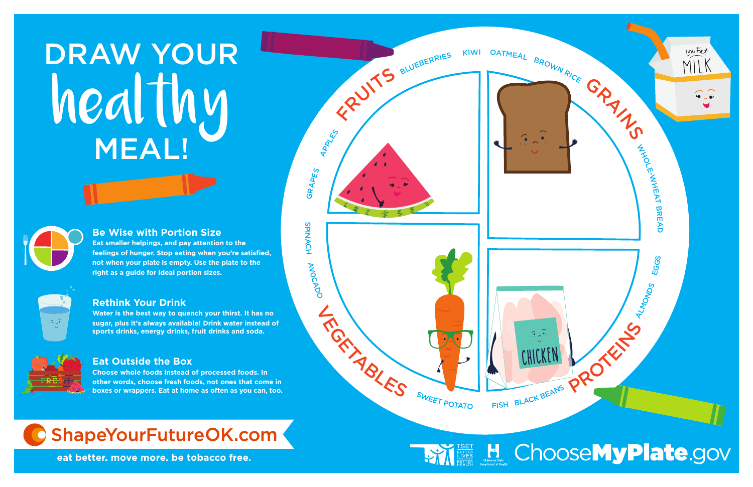# DRAW YOUR *healthy* MEAL!

### Be Wise with Portion Size

Eat smaller helpings, and pay attention to the feelings of hunger. Stop eating when you're satisfied, not when your plate is empty. Use the plate to the right as a guide for ideal portion sizes.

### Rethink Your Drink

Water is the best way to quench your thirst. It has no sugar, plus it's always available! Drink water instead of sports drinks, energy drinks, fruit drinks and soda.

### Eat Outside the Box

Choose whole foods instead of processed foods. In other words, choose fresh foods, not ones that come in boxes or wrappers. Eat at home as often as you can, too.

**FRUITS**: BLUEBERRIES, KIWI, APPLES, GRAPES

**GRAINS**: OATMEAL, BROWN RICE, WHOLE-WHEAT BREAD

**VEGETABLES**: SPINACH, AVOCADO, SWEET POTATO

**PROTEINS**: EGGS, ALMONDS, BLACK BEANS, FISH

Low Fat MILK

CHICKEN

**ShapeYourFutureOK.com**

eat better. move more. be tobacco free.

TSET BETTER LIVES BETTER HEALTH · Oklahoma State Department of Health · ChooseMyPlate.gov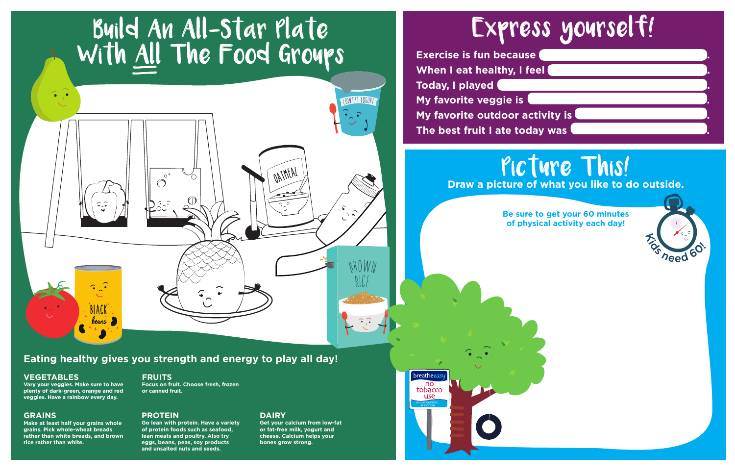# Build An All-Star Plate With All The Food Groups

**Eating healthy gives you strength and energy to play all day!**

**VEGETABLES**
Vary your veggies. Make sure to have plenty of dark-green, orange and red veggies. Have a rainbow every day.

**FRUITS**
Focus on fruit. Choose fresh, frozen or canned fruit.

**GRAINS**
Make at least half your grains whole grains. Pick whole-wheat breads rather than white breads, and brown rice rather than white.

**PROTEIN**
Go lean with protein. Have a variety of protein foods such as seafood, lean meats and poultry. Also try eggs, beans, peas, soy products and unsalted nuts and seeds.

**DAIRY**
Get your calcium from low-fat or fat-free milk, yogurt and cheese. Calcium helps your bones grow strong.

# Express yourself!

**Exercise is fun because** ______________________.

**When I eat healthy, I feel** ______________________.

**Today, I played** ______________________.

**My favorite veggie is** ______________________.

**My favorite outdoor activity is** ______________________.

**The best fruit I ate today was** ______________________.

# Picture This!

**Draw a picture of what you like to do outside.**

**Be sure to get your 60 minutes of physical activity each day!**

Kids need 60!